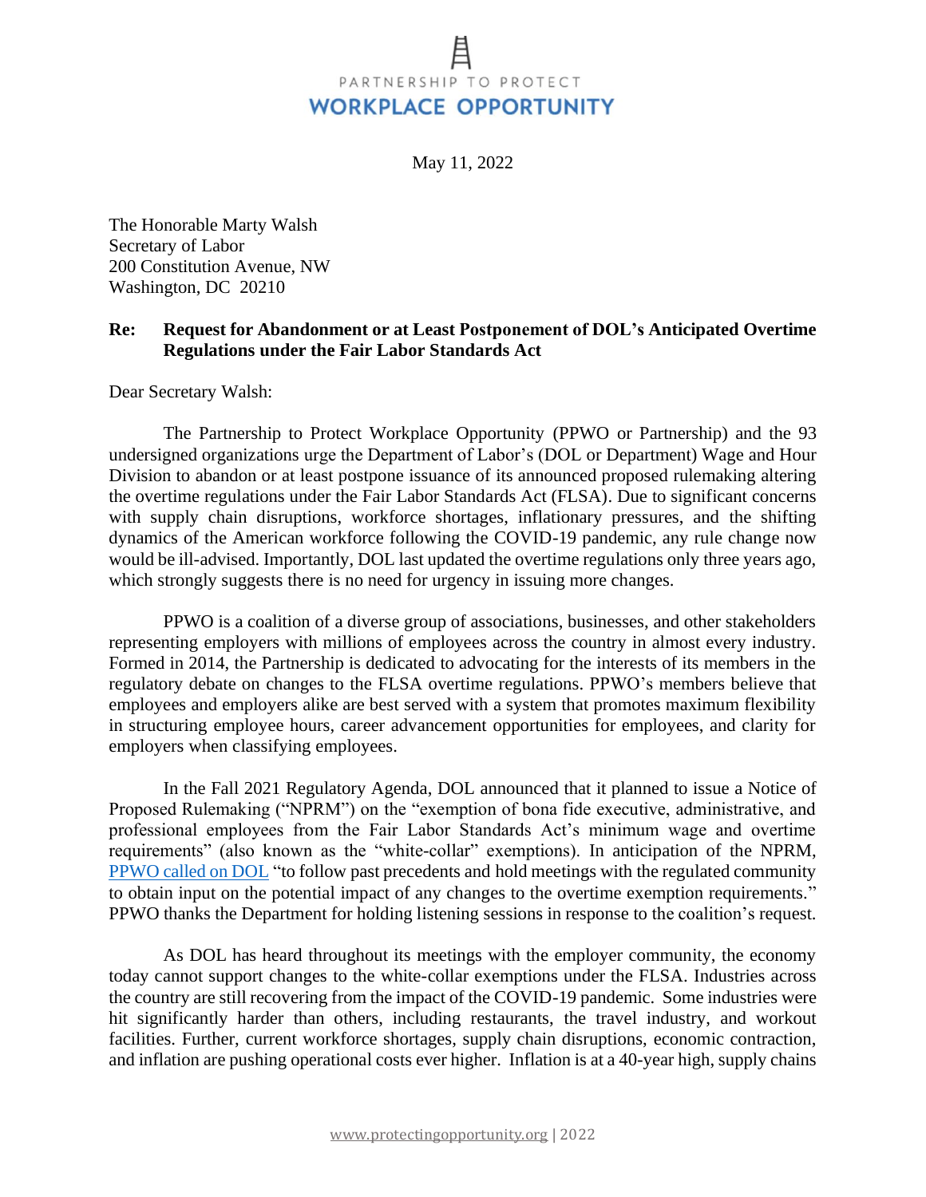PARTNERSHIP TO PROTECT
**WORKPLACE OPPORTUNITY**

May 11, 2022

The Honorable Marty Walsh
Secretary of Labor
200 Constitution Avenue, NW
Washington, DC 20210

**Re: Request for Abandonment or at Least Postponement of DOL's Anticipated Overtime Regulations under the Fair Labor Standards Act**

Dear Secretary Walsh:

The Partnership to Protect Workplace Opportunity (PPWO or Partnership) and the 93 undersigned organizations urge the Department of Labor's (DOL or Department) Wage and Hour Division to abandon or at least postpone issuance of its announced proposed rulemaking altering the overtime regulations under the Fair Labor Standards Act (FLSA). Due to significant concerns with supply chain disruptions, workforce shortages, inflationary pressures, and the shifting dynamics of the American workforce following the COVID-19 pandemic, any rule change now would be ill-advised. Importantly, DOL last updated the overtime regulations only three years ago, which strongly suggests there is no need for urgency in issuing more changes.

PPWO is a coalition of a diverse group of associations, businesses, and other stakeholders representing employers with millions of employees across the country in almost every industry. Formed in 2014, the Partnership is dedicated to advocating for the interests of its members in the regulatory debate on changes to the FLSA overtime regulations. PPWO's members believe that employees and employers alike are best served with a system that promotes maximum flexibility in structuring employee hours, career advancement opportunities for employees, and clarity for employers when classifying employees.

In the Fall 2021 Regulatory Agenda, DOL announced that it planned to issue a Notice of Proposed Rulemaking ("NPRM") on the "exemption of bona fide executive, administrative, and professional employees from the Fair Labor Standards Act's minimum wage and overtime requirements" (also known as the "white-collar" exemptions). In anticipation of the NPRM, PPWO called on DOL "to follow past precedents and hold meetings with the regulated community to obtain input on the potential impact of any changes to the overtime exemption requirements." PPWO thanks the Department for holding listening sessions in response to the coalition's request.

As DOL has heard throughout its meetings with the employer community, the economy today cannot support changes to the white-collar exemptions under the FLSA. Industries across the country are still recovering from the impact of the COVID-19 pandemic. Some industries were hit significantly harder than others, including restaurants, the travel industry, and workout facilities. Further, current workforce shortages, supply chain disruptions, economic contraction, and inflation are pushing operational costs ever higher. Inflation is at a 40-year high, supply chains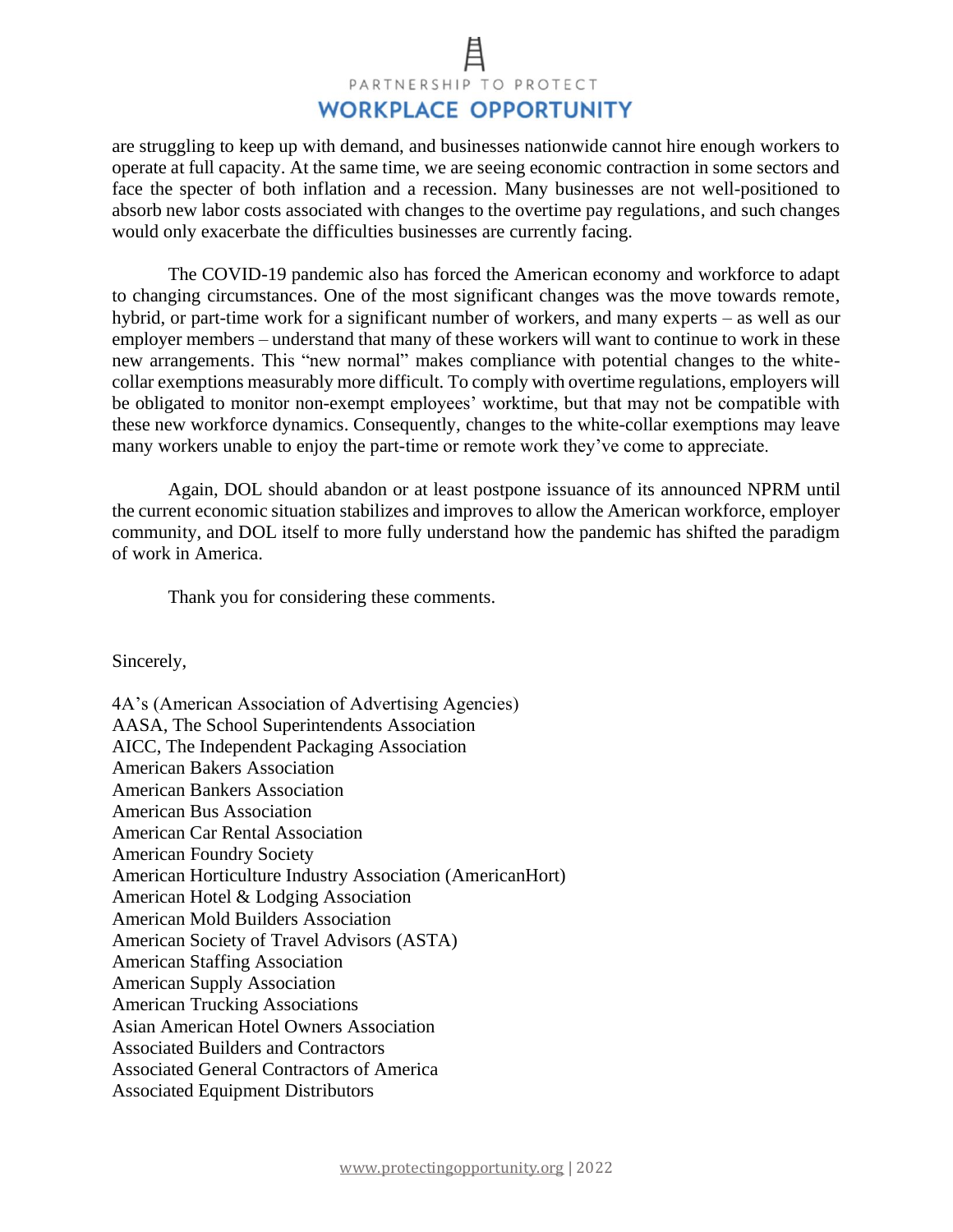are struggling to keep up with demand, and businesses nationwide cannot hire enough workers to operate at full capacity. At the same time, we are seeing economic contraction in some sectors and face the specter of both inflation and a recession. Many businesses are not well-positioned to absorb new labor costs associated with changes to the overtime pay regulations, and such changes would only exacerbate the difficulties businesses are currently facing.

The COVID-19 pandemic also has forced the American economy and workforce to adapt to changing circumstances. One of the most significant changes was the move towards remote, hybrid, or part-time work for a significant number of workers, and many experts – as well as our employer members – understand that many of these workers will want to continue to work in these new arrangements. This "new normal" makes compliance with potential changes to the white-collar exemptions measurably more difficult. To comply with overtime regulations, employers will be obligated to monitor non-exempt employees' worktime, but that may not be compatible with these new workforce dynamics. Consequently, changes to the white-collar exemptions may leave many workers unable to enjoy the part-time or remote work they've come to appreciate.

Again, DOL should abandon or at least postpone issuance of its announced NPRM until the current economic situation stabilizes and improves to allow the American workforce, employer community, and DOL itself to more fully understand how the pandemic has shifted the paradigm of work in America.

Thank you for considering these comments.

Sincerely,

4A's (American Association of Advertising Agencies)
AASA, The School Superintendents Association
AICC, The Independent Packaging Association
American Bakers Association
American Bankers Association
American Bus Association
American Car Rental Association
American Foundry Society
American Horticulture Industry Association (AmericanHort)
American Hotel & Lodging Association
American Mold Builders Association
American Society of Travel Advisors (ASTA)
American Staffing Association
American Supply Association
American Trucking Associations
Asian American Hotel Owners Association
Associated Builders and Contractors
Associated General Contractors of America
Associated Equipment Distributors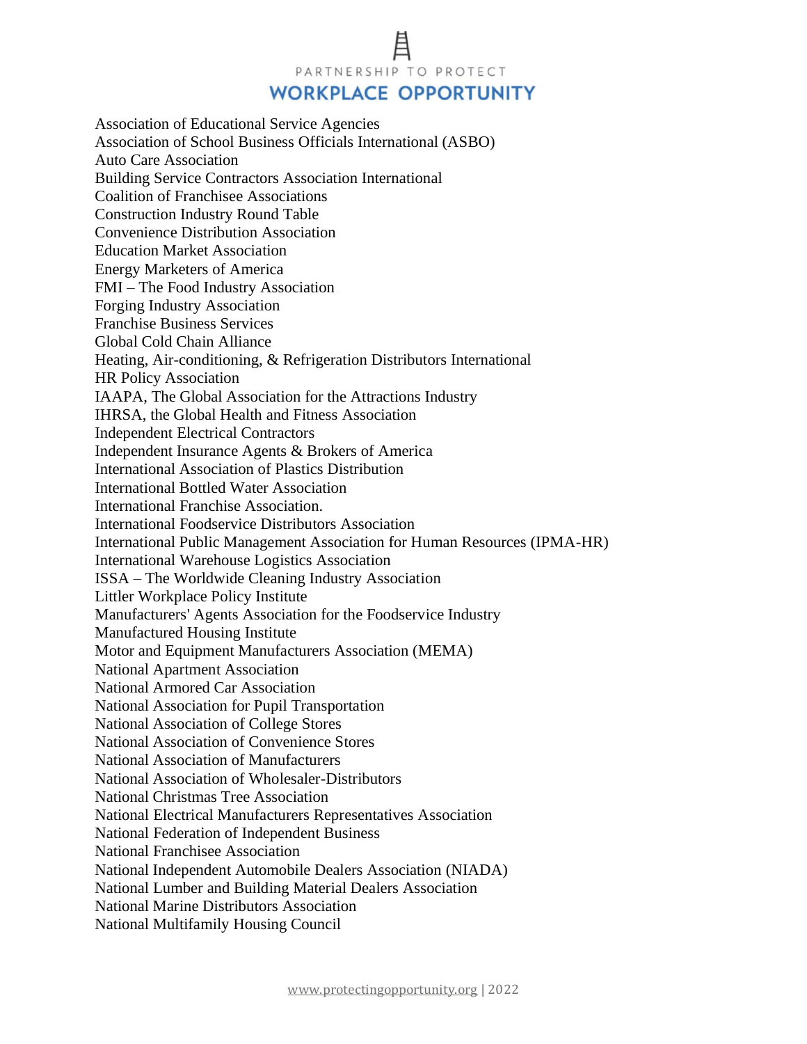Association of Educational Service Agencies
Association of School Business Officials International (ASBO)
Auto Care Association
Building Service Contractors Association International
Coalition of Franchisee Associations
Construction Industry Round Table
Convenience Distribution Association
Education Market Association
Energy Marketers of America
FMI – The Food Industry Association
Forging Industry Association
Franchise Business Services
Global Cold Chain Alliance
Heating, Air-conditioning, & Refrigeration Distributors International
HR Policy Association
IAAPA, The Global Association for the Attractions Industry
IHRSA, the Global Health and Fitness Association
Independent Electrical Contractors
Independent Insurance Agents & Brokers of America
International Association of Plastics Distribution
International Bottled Water Association
International Franchise Association.
International Foodservice Distributors Association
International Public Management Association for Human Resources (IPMA-HR)
International Warehouse Logistics Association
ISSA – The Worldwide Cleaning Industry Association
Littler Workplace Policy Institute
Manufacturers' Agents Association for the Foodservice Industry
Manufactured Housing Institute
Motor and Equipment Manufacturers Association (MEMA)
National Apartment Association
National Armored Car Association
National Association for Pupil Transportation
National Association of College Stores
National Association of Convenience Stores
National Association of Manufacturers
National Association of Wholesaler-Distributors
National Christmas Tree Association
National Electrical Manufacturers Representatives Association
National Federation of Independent Business
National Franchisee Association
National Independent Automobile Dealers Association (NIADA)
National Lumber and Building Material Dealers Association
National Marine Distributors Association
National Multifamily Housing Council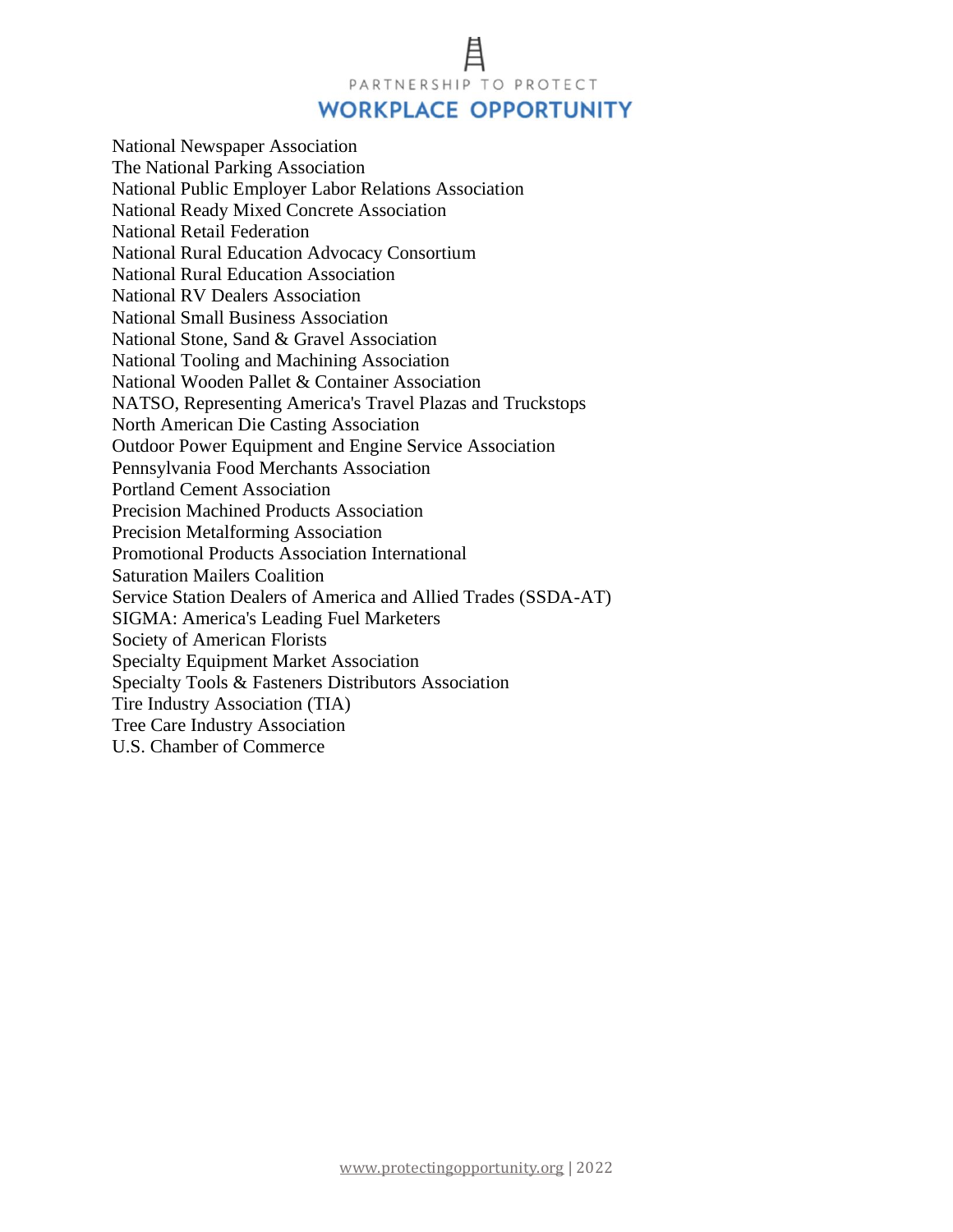National Newspaper Association
The National Parking Association
National Public Employer Labor Relations Association
National Ready Mixed Concrete Association
National Retail Federation
National Rural Education Advocacy Consortium
National Rural Education Association
National RV Dealers Association
National Small Business Association
National Stone, Sand & Gravel Association
National Tooling and Machining Association
National Wooden Pallet & Container Association
NATSO, Representing America's Travel Plazas and Truckstops
North American Die Casting Association
Outdoor Power Equipment and Engine Service Association
Pennsylvania Food Merchants Association
Portland Cement Association
Precision Machined Products Association
Precision Metalforming Association
Promotional Products Association International
Saturation Mailers Coalition
Service Station Dealers of America and Allied Trades (SSDA-AT)
SIGMA: America's Leading Fuel Marketers
Society of American Florists
Specialty Equipment Market Association
Specialty Tools & Fasteners Distributors Association
Tire Industry Association (TIA)
Tree Care Industry Association
U.S. Chamber of Commerce